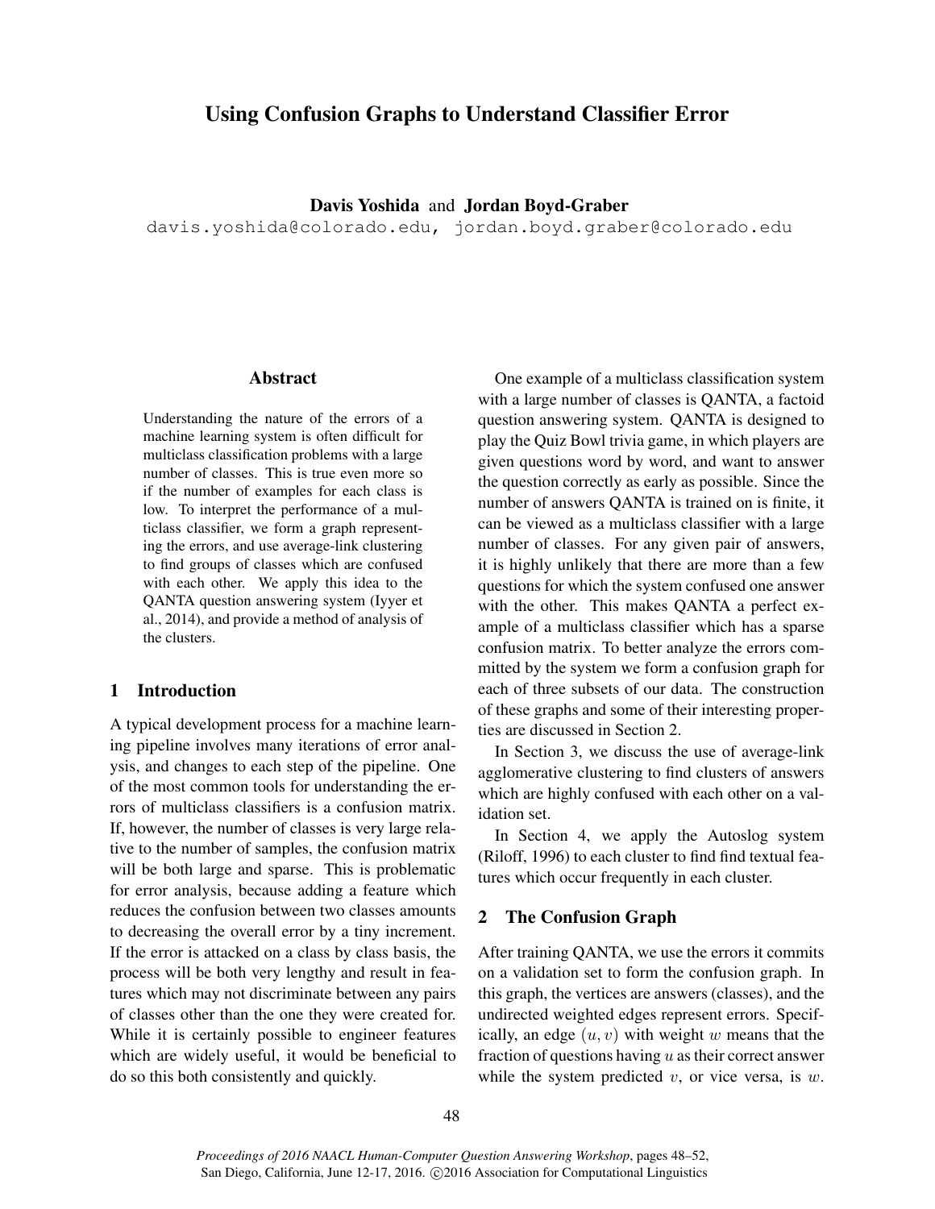# Using Confusion Graphs to Understand Classifier Error

**Davis Yoshida** and **Jordan Boyd-Graber**

davis.yoshida@colorado.edu, jordan.boyd.graber@colorado.edu

## Abstract

Understanding the nature of the errors of a machine learning system is often difficult for multiclass classification problems with a large number of classes. This is true even more so if the number of examples for each class is low. To interpret the performance of a multiclass classifier, we form a graph representing the errors, and use average-link clustering to find groups of classes which are confused with each other. We apply this idea to the QANTA question answering system (Iyyer et al., 2014), and provide a method of analysis of the clusters.

## 1 Introduction

A typical development process for a machine learning pipeline involves many iterations of error analysis, and changes to each step of the pipeline. One of the most common tools for understanding the errors of multiclass classifiers is a confusion matrix. If, however, the number of classes is very large relative to the number of samples, the confusion matrix will be both large and sparse. This is problematic for error analysis, because adding a feature which reduces the confusion between two classes amounts to decreasing the overall error by a tiny increment. If the error is attacked on a class by class basis, the process will be both very lengthy and result in features which may not discriminate between any pairs of classes other than the one they were created for. While it is certainly possible to engineer features which are widely useful, it would be beneficial to do so this both consistently and quickly.

One example of a multiclass classification system with a large number of classes is QANTA, a factoid question answering system. QANTA is designed to play the Quiz Bowl trivia game, in which players are given questions word by word, and want to answer the question correctly as early as possible. Since the number of answers QANTA is trained on is finite, it can be viewed as a multiclass classifier with a large number of classes. For any given pair of answers, it is highly unlikely that there are more than a few questions for which the system confused one answer with the other. This makes QANTA a perfect example of a multiclass classifier which has a sparse confusion matrix. To better analyze the errors committed by the system we form a confusion graph for each of three subsets of our data. The construction of these graphs and some of their interesting properties are discussed in Section 2.

In Section 3, we discuss the use of average-link agglomerative clustering to find clusters of answers which are highly confused with each other on a validation set.

In Section 4, we apply the Autoslog system (Riloff, 1996) to each cluster to find find textual features which occur frequently in each cluster.

## 2 The Confusion Graph

After training QANTA, we use the errors it commits on a validation set to form the confusion graph. In this graph, the vertices are answers (classes), and the undirected weighted edges represent errors. Specifically, an edge $(u, v)$ with weight $w$ means that the fraction of questions having $u$ as their correct answer while the system predicted $v$, or vice versa, is $w$.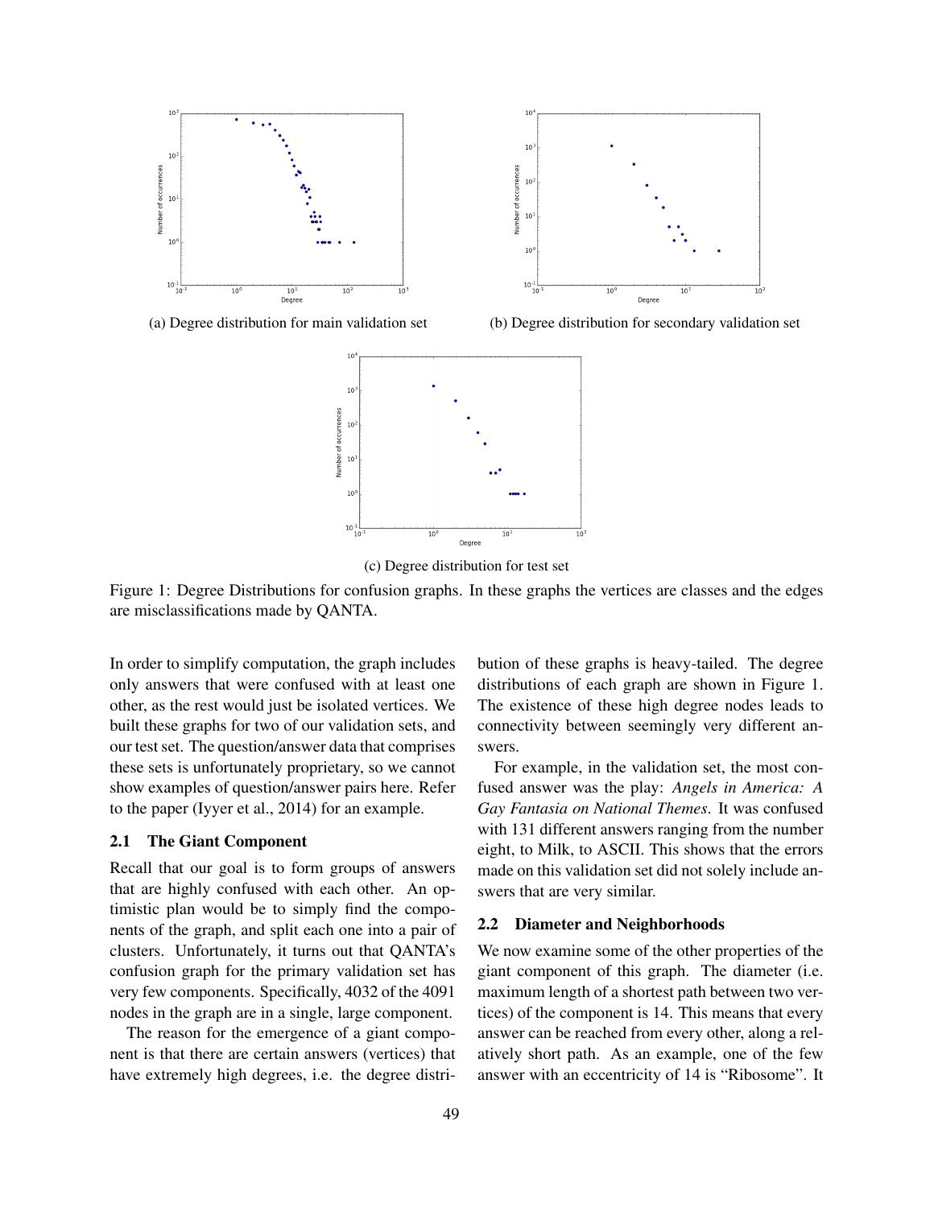(a) Degree distribution for main validation set

(b) Degree distribution for secondary validation set

(c) Degree distribution for test set

Figure 1: Degree Distributions for confusion graphs. In these graphs the vertices are classes and the edges are misclassifications made by QANTA.

In order to simplify computation, the graph includes only answers that were confused with at least one other, as the rest would just be isolated vertices. We built these graphs for two of our validation sets, and our test set. The question/answer data that comprises these sets is unfortunately proprietary, so we cannot show examples of question/answer pairs here. Refer to the paper (Iyyer et al., 2014) for an example.

### 2.1 The Giant Component

Recall that our goal is to form groups of answers that are highly confused with each other. An optimistic plan would be to simply find the components of the graph, and split each one into a pair of clusters. Unfortunately, it turns out that QANTA's confusion graph for the primary validation set has very few components. Specifically, 4032 of the 4091 nodes in the graph are in a single, large component.

The reason for the emergence of a giant component is that there are certain answers (vertices) that have extremely high degrees, i.e. the degree distribution of these graphs is heavy-tailed. The degree distributions of each graph are shown in Figure 1. The existence of these high degree nodes leads to connectivity between seemingly very different answers.

For example, in the validation set, the most confused answer was the play: *Angels in America: A Gay Fantasia on National Themes*. It was confused with 131 different answers ranging from the number eight, to Milk, to ASCII. This shows that the errors made on this validation set did not solely include answers that are very similar.

### 2.2 Diameter and Neighborhoods

We now examine some of the other properties of the giant component of this graph. The diameter (i.e. maximum length of a shortest path between two vertices) of the component is 14. This means that every answer can be reached from every other, along a relatively short path. As an example, one of the few answer with an eccentricity of 14 is "Ribosome". It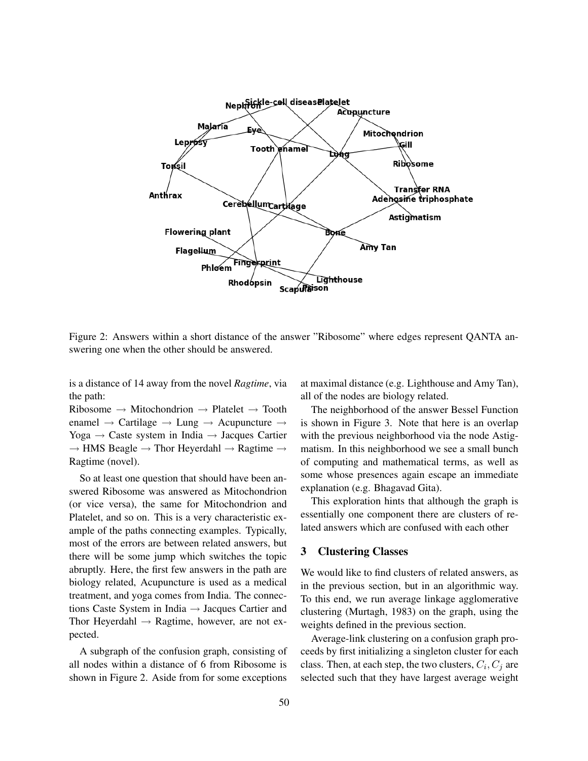Figure 2: Answers within a short distance of the answer "Ribosome" where edges represent QANTA answering one when the other should be answered.

is a distance of 14 away from the novel *Ragtime*, via the path:
Ribosome → Mitochondrion → Platelet → Tooth enamel → Cartilage → Lung → Acupuncture → Yoga → Caste system in India → Jacques Cartier → HMS Beagle → Thor Heyerdahl → Ragtime → Ragtime (novel).

So at least one question that should have been answered Ribosome was answered as Mitochondrion (or vice versa), the same for Mitochondrion and Platelet, and so on. This is a very characteristic example of the paths connecting examples. Typically, most of the errors are between related answers, but there will be some jump which switches the topic abruptly. Here, the first few answers in the path are biology related, Acupuncture is used as a medical treatment, and yoga comes from India. The connections Caste System in India → Jacques Cartier and Thor Heyerdahl → Ragtime, however, are not expected.

A subgraph of the confusion graph, consisting of all nodes within a distance of 6 from Ribosome is shown in Figure 2. Aside from for some exceptions at maximal distance (e.g. Lighthouse and Amy Tan), all of the nodes are biology related.

The neighborhood of the answer Bessel Function is shown in Figure 3. Note that here is an overlap with the previous neighborhood via the node Astigmatism. In this neighborhood we see a small bunch of computing and mathematical terms, as well as some whose presences again escape an immediate explanation (e.g. Bhagavad Gita).

This exploration hints that although the graph is essentially one component there are clusters of related answers which are confused with each other

## 3 Clustering Classes

We would like to find clusters of related answers, as in the previous section, but in an algorithmic way. To this end, we run average linkage agglomerative clustering (Murtagh, 1983) on the graph, using the weights defined in the previous section.

Average-link clustering on a confusion graph proceeds by first initializing a singleton cluster for each class. Then, at each step, the two clusters, $C_i, C_j$ are selected such that they have largest average weight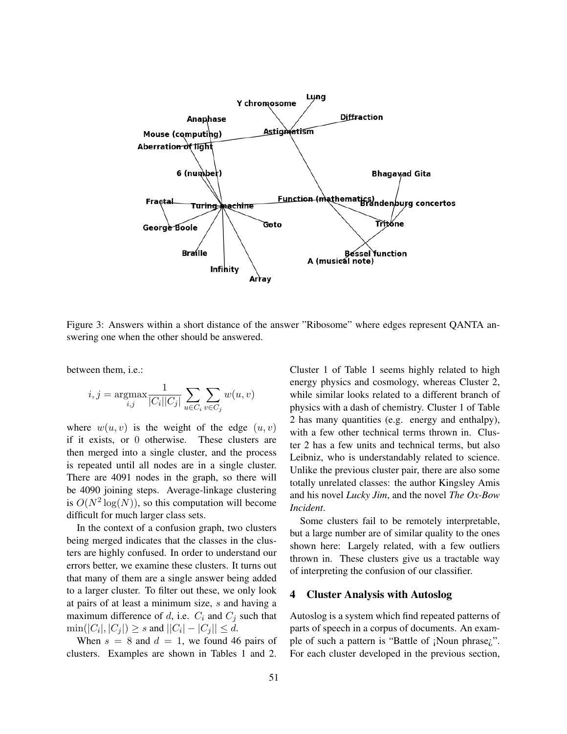Figure 3: Answers within a short distance of the answer "Ribosome" where edges represent QANTA answering one when the other should be answered.

between them, i.e.:

$$i, j = \underset{i,j}{\operatorname{argmax}} \frac{1}{|C_i||C_j|} \sum_{u \in C_i} \sum_{v \in C_j} w(u, v)$$

where $w(u, v)$ is the weight of the edge $(u, v)$ if it exists, or 0 otherwise. These clusters are then merged into a single cluster, and the process is repeated until all nodes are in a single cluster. There are 4091 nodes in the graph, so there will be 4090 joining steps. Average-linkage clustering is $O(N^2 \log(N))$, so this computation will become difficult for much larger class sets.

In the context of a confusion graph, two clusters being merged indicates that the classes in the clusters are highly confused. In order to understand our errors better, we examine these clusters. It turns out that many of them are a single answer being added to a larger cluster. To filter out these, we only look at pairs of at least a minimum size, $s$ and having a maximum difference of $d$, i.e. $C_i$ and $C_j$ such that $\min(|C_i|, |C_j|) \geq s$ and $||C_i| - |C_j|| \leq d$.

When $s = 8$ and $d = 1$, we found 46 pairs of clusters. Examples are shown in Tables 1 and 2. Cluster 1 of Table 1 seems highly related to high energy physics and cosmology, whereas Cluster 2, while similar looks related to a different branch of physics with a dash of chemistry. Cluster 1 of Table 2 has many quantities (e.g. energy and enthalpy), with a few other technical terms thrown in. Cluster 2 has a few units and technical terms, but also Leibniz, who is understandably related to science. Unlike the previous cluster pair, there are also some totally unrelated classes: the author Kingsley Amis and his novel *Lucky Jim*, and the novel *The Ox-Bow Incident*.

Some clusters fail to be remotely interpretable, but a large number are of similar quality to the ones shown here: Largely related, with a few outliers thrown in. These clusters give us a tractable way of interpreting the confusion of our classifier.

## 4 Cluster Analysis with Autoslog

Autoslog is a system which find repeated patterns of parts of speech in a corpus of documents. An example of such a pattern is "Battle of ¡Noun phrase¿". For each cluster developed in the previous section,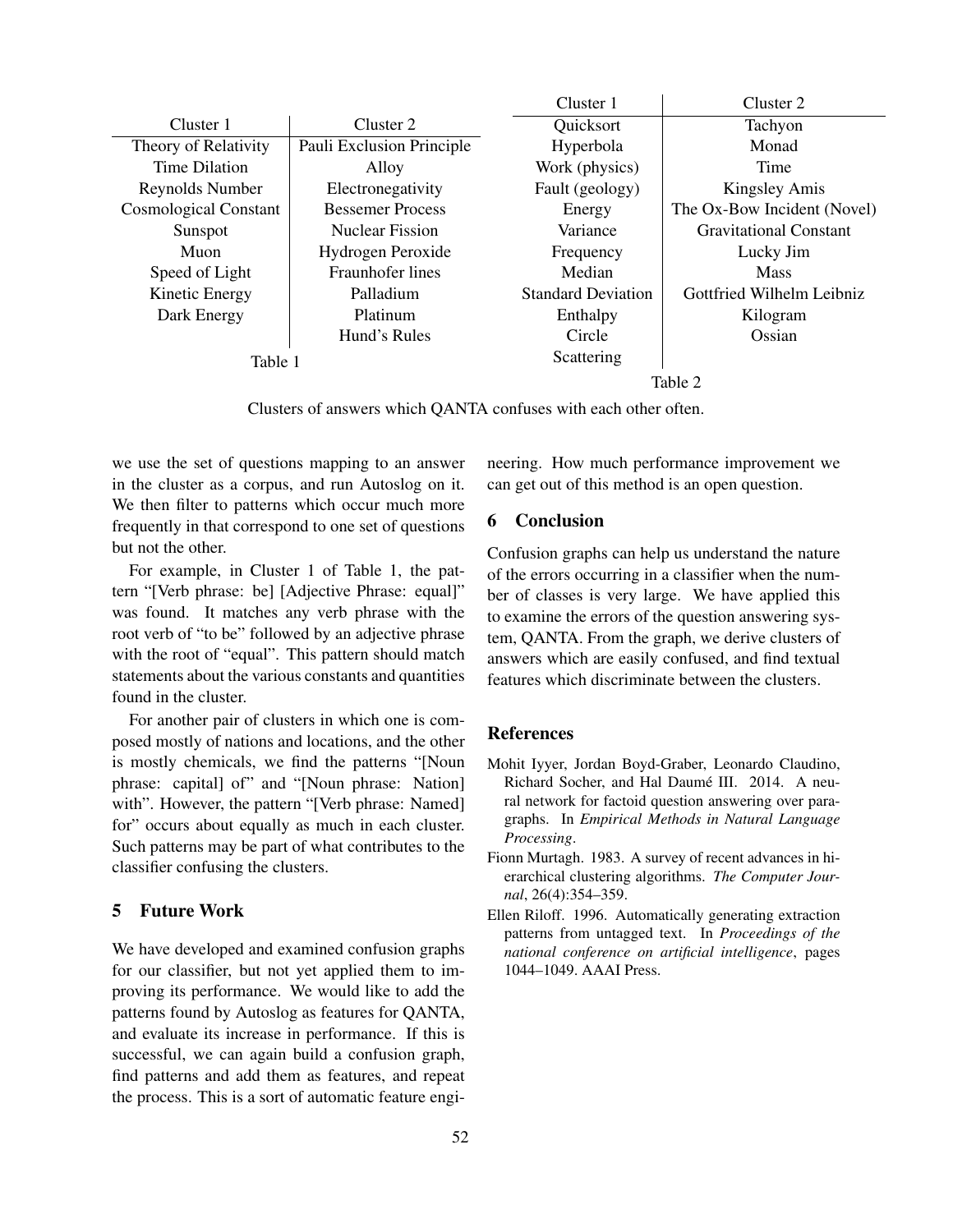| Cluster 1 | Cluster 2 |
| --- | --- |
| Theory of Relativity | Pauli Exclusion Principle |
| Time Dilation | Alloy |
| Reynolds Number | Electronegativity |
| Cosmological Constant | Bessemer Process |
| Sunspot | Nuclear Fission |
| Muon | Hydrogen Peroxide |
| Speed of Light | Fraunhofer lines |
| Kinetic Energy | Palladium |
| Dark Energy | Platinum |
| | Hund's Rules |

Table 1

| Cluster 1 | Cluster 2 |
| --- | --- |
| Quicksort | Tachyon |
| Hyperbola | Monad |
| Work (physics) | Time |
| Fault (geology) | Kingsley Amis |
| Energy | The Ox-Bow Incident (Novel) |
| Variance | Gravitational Constant |
| Frequency | Lucky Jim |
| Median | Mass |
| Standard Deviation | Gottfried Wilhelm Leibniz |
| Enthalpy | Kilogram |
| Circle | Ossian |
| Scattering | |

Table 2

Clusters of answers which QANTA confuses with each other often.

we use the set of questions mapping to an answer in the cluster as a corpus, and run Autoslog on it. We then filter to patterns which occur much more frequently in that correspond to one set of questions but not the other.

For example, in Cluster 1 of Table 1, the pattern "[Verb phrase: be] [Adjective Phrase: equal]" was found. It matches any verb phrase with the root verb of "to be" followed by an adjective phrase with the root of "equal". This pattern should match statements about the various constants and quantities found in the cluster.

For another pair of clusters in which one is composed mostly of nations and locations, and the other is mostly chemicals, we find the patterns "[Noun phrase: capital] of" and "[Noun phrase: Nation] with". However, the pattern "[Verb phrase: Named] for" occurs about equally as much in each cluster. Such patterns may be part of what contributes to the classifier confusing the clusters.

## 5 Future Work

We have developed and examined confusion graphs for our classifier, but not yet applied them to improving its performance. We would like to add the patterns found by Autoslog as features for QANTA, and evaluate its increase in performance. If this is successful, we can again build a confusion graph, find patterns and add them as features, and repeat the process. This is a sort of automatic feature engineering. How much performance improvement we can get out of this method is an open question.

## 6 Conclusion

Confusion graphs can help us understand the nature of the errors occurring in a classifier when the number of classes is very large. We have applied this to examine the errors of the question answering system, QANTA. From the graph, we derive clusters of answers which are easily confused, and find textual features which discriminate between the clusters.

## References

Mohit Iyyer, Jordan Boyd-Graber, Leonardo Claudino, Richard Socher, and Hal Daumé III. 2014. A neural network for factoid question answering over paragraphs. In *Empirical Methods in Natural Language Processing*.

Fionn Murtagh. 1983. A survey of recent advances in hierarchical clustering algorithms. *The Computer Journal*, 26(4):354–359.

Ellen Riloff. 1996. Automatically generating extraction patterns from untagged text. In *Proceedings of the national conference on artificial intelligence*, pages 1044–1049. AAAI Press.